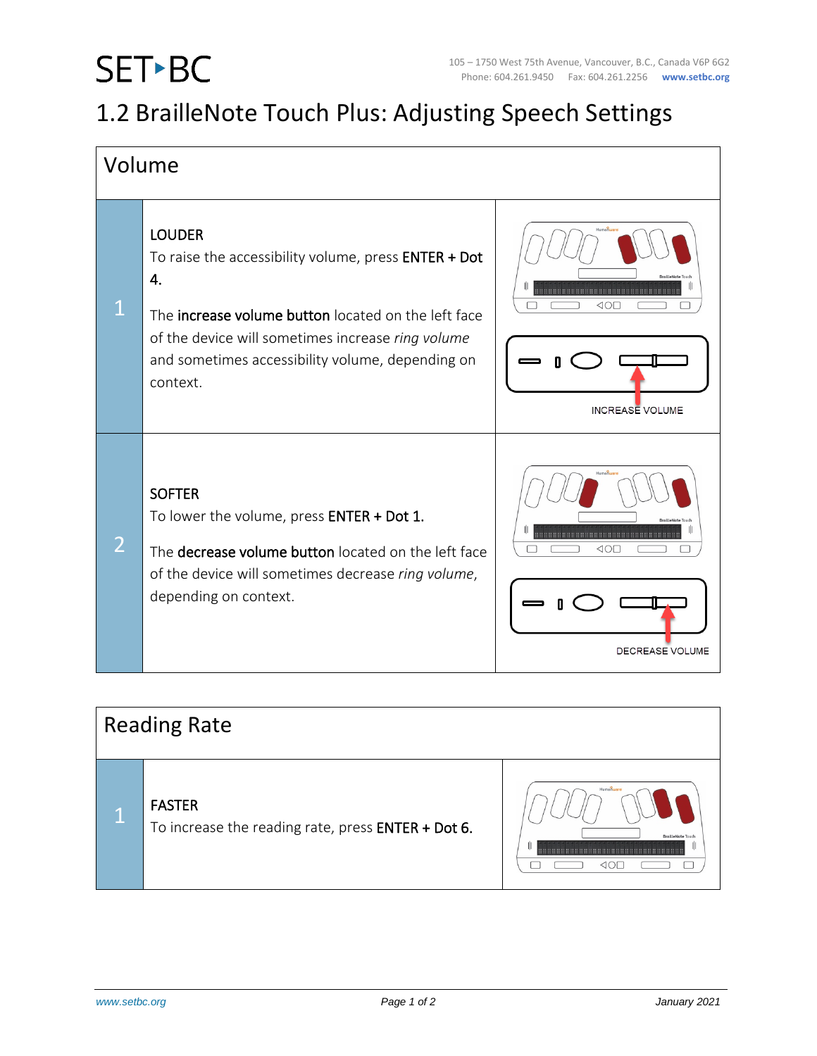# 1.2 BrailleNote Touch Plus: Adjusting Speech Settings

## Volume

| | | |
|---|---|---|
| 1 | LOUDER<br>To raise the accessibility volume, press **ENTER + Dot 4.**<br><br>The **increase volume button** located on the left face of the device will sometimes increase *ring volume* and sometimes accessibility volume, depending on context. | INCREASE VOLUME |
| 2 | SOFTER<br>To lower the volume, press **ENTER + Dot 1.**<br><br>The **decrease volume button** located on the left face of the device will sometimes decrease *ring volume*, depending on context. | DECREASE VOLUME |

## Reading Rate

| | | |
|---|---|---|
| 1 | FASTER<br>To increase the reading rate, press **ENTER + Dot 6.** | |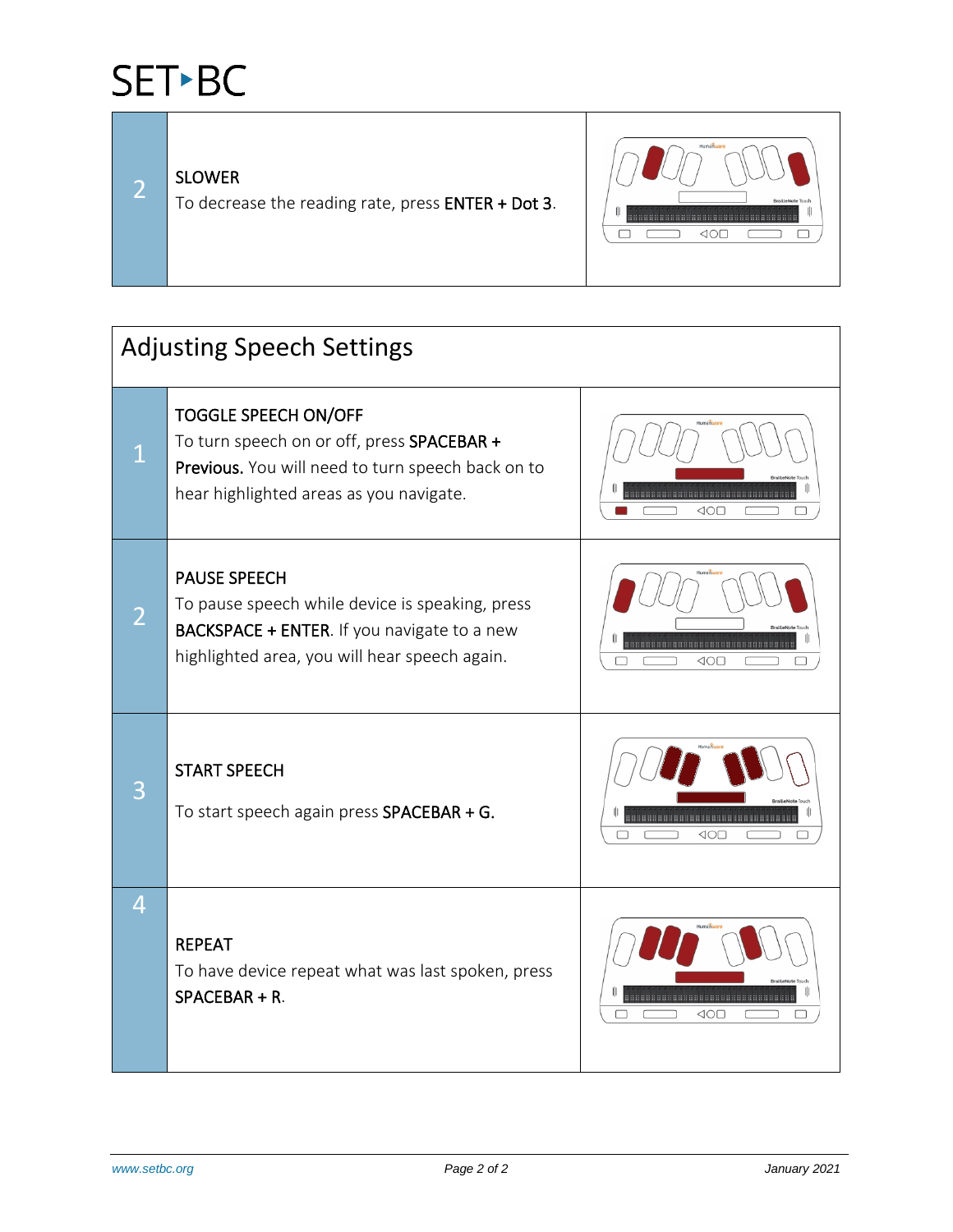| | |
|---|---|
| 2 | **SLOWER**<br>To decrease the reading rate, press **ENTER + Dot 3**. |

## Adjusting Speech Settings

| | |
|---|---|
| 1 | **TOGGLE SPEECH ON/OFF**<br>To turn speech on or off, press **SPACEBAR + Previous.** You will need to turn speech back on to hear highlighted areas as you navigate. |
| 2 | **PAUSE SPEECH**<br>To pause speech while device is speaking, press **BACKSPACE + ENTER**. If you navigate to a new highlighted area, you will hear speech again. |
| 3 | **START SPEECH**<br>To start speech again press **SPACEBAR + G.** |
| 4 | **REPEAT**<br>To have device repeat what was last spoken, press **SPACEBAR + R**. |